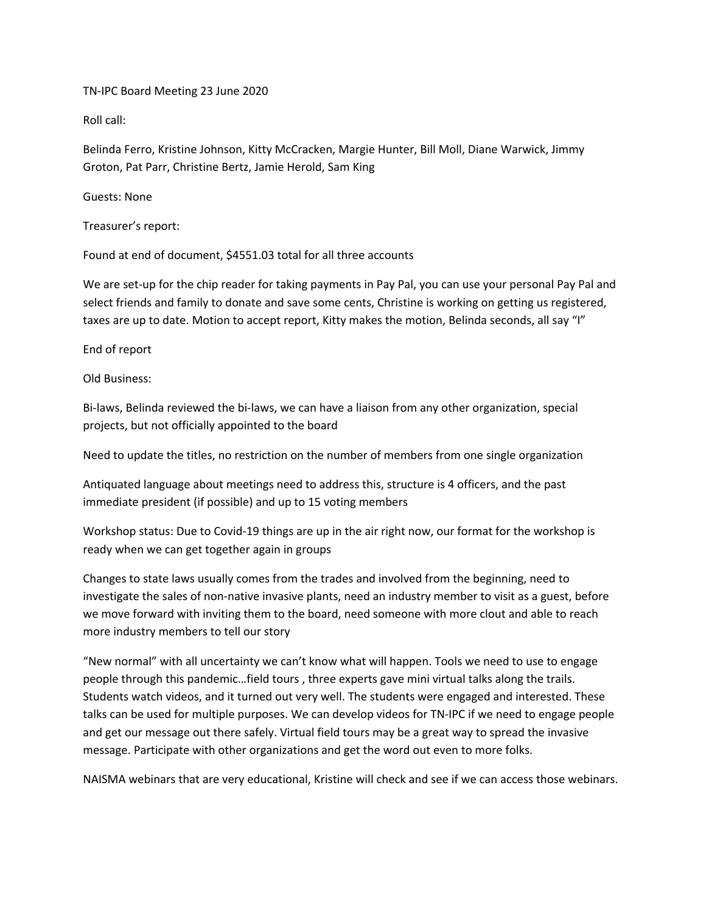TN-IPC Board Meeting 23 June 2020

Roll call:

Belinda Ferro, Kristine Johnson, Kitty McCracken, Margie Hunter, Bill Moll, Diane Warwick, Jimmy Groton, Pat Parr, Christine Bertz, Jamie Herold, Sam King

Guests: None

Treasurer's report:

Found at end of document, $4551.03 total for all three accounts

We are set-up for the chip reader for taking payments in Pay Pal, you can use your personal Pay Pal and select friends and family to donate and save some cents, Christine is working on getting us registered, taxes are up to date. Motion to accept report, Kitty makes the motion, Belinda seconds, all say "I"

End of report

Old Business:

Bi-laws, Belinda reviewed the bi-laws, we can have a liaison from any other organization, special projects, but not officially appointed to the board

Need to update the titles, no restriction on the number of members from one single organization

Antiquated language about meetings need to address this, structure is 4 officers, and the past immediate president (if possible) and up to 15 voting members

Workshop status: Due to Covid-19 things are up in the air right now, our format for the workshop is ready when we can get together again in groups

Changes to state laws usually comes from the trades and involved from the beginning, need to investigate the sales of non-native invasive plants, need an industry member to visit as a guest, before we move forward with inviting them to the board, need someone with more clout and able to reach more industry members to tell our story

"New normal" with all uncertainty we can't know what will happen. Tools we need to use to engage people through this pandemic…field tours , three experts gave mini virtual talks along the trails. Students watch videos, and it turned out very well. The students were engaged and interested. These talks can be used for multiple purposes. We can develop videos for TN-IPC if we need to engage people and get our message out there safely. Virtual field tours may be a great way to spread the invasive message. Participate with other organizations and get the word out even to more folks.

NAISMA webinars that are very educational, Kristine will check and see if we can access those webinars.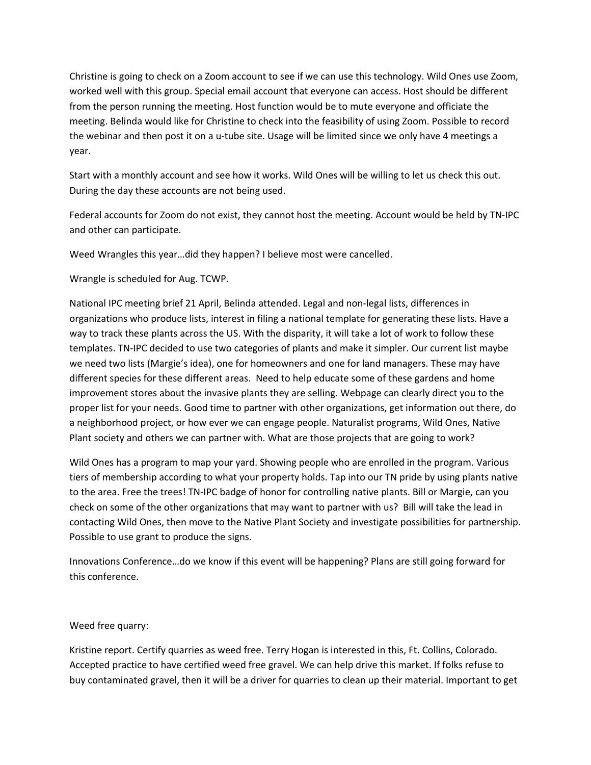Christine is going to check on a Zoom account to see if we can use this technology. Wild Ones use Zoom, worked well with this group. Special email account that everyone can access. Host should be different from the person running the meeting. Host function would be to mute everyone and officiate the meeting. Belinda would like for Christine to check into the feasibility of using Zoom. Possible to record the webinar and then post it on a u-tube site. Usage will be limited since we only have 4 meetings a year.

Start with a monthly account and see how it works. Wild Ones will be willing to let us check this out. During the day these accounts are not being used.

Federal accounts for Zoom do not exist, they cannot host the meeting. Account would be held by TN-IPC and other can participate.

Weed Wrangles this year…did they happen? I believe most were cancelled.

Wrangle is scheduled for Aug. TCWP.

National IPC meeting brief 21 April, Belinda attended. Legal and non-legal lists, differences in organizations who produce lists, interest in filing a national template for generating these lists. Have a way to track these plants across the US. With the disparity, it will take a lot of work to follow these templates. TN-IPC decided to use two categories of plants and make it simpler. Our current list maybe we need two lists (Margie's idea), one for homeowners and one for land managers. These may have different species for these different areas. Need to help educate some of these gardens and home improvement stores about the invasive plants they are selling. Webpage can clearly direct you to the proper list for your needs. Good time to partner with other organizations, get information out there, do a neighborhood project, or how ever we can engage people. Naturalist programs, Wild Ones, Native Plant society and others we can partner with. What are those projects that are going to work?

Wild Ones has a program to map your yard. Showing people who are enrolled in the program. Various tiers of membership according to what your property holds. Tap into our TN pride by using plants native to the area. Free the trees! TN-IPC badge of honor for controlling native plants. Bill or Margie, can you check on some of the other organizations that may want to partner with us? Bill will take the lead in contacting Wild Ones, then move to the Native Plant Society and investigate possibilities for partnership. Possible to use grant to produce the signs.

Innovations Conference…do we know if this event will be happening? Plans are still going forward for this conference.

Weed free quarry:

Kristine report. Certify quarries as weed free. Terry Hogan is interested in this, Ft. Collins, Colorado. Accepted practice to have certified weed free gravel. We can help drive this market. If folks refuse to buy contaminated gravel, then it will be a driver for quarries to clean up their material. Important to get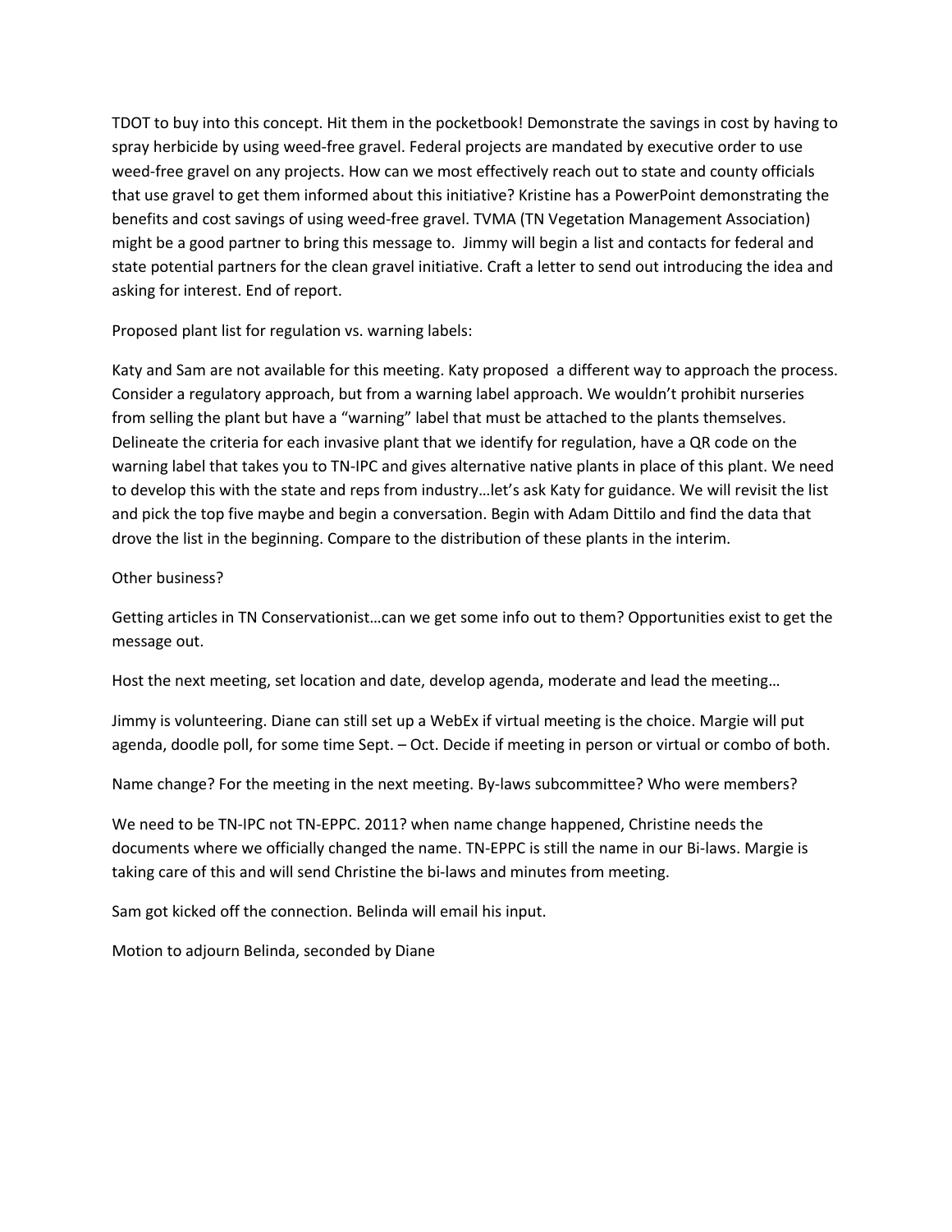TDOT to buy into this concept. Hit them in the pocketbook! Demonstrate the savings in cost by having to spray herbicide by using weed-free gravel. Federal projects are mandated by executive order to use weed-free gravel on any projects. How can we most effectively reach out to state and county officials that use gravel to get them informed about this initiative? Kristine has a PowerPoint demonstrating the benefits and cost savings of using weed-free gravel. TVMA (TN Vegetation Management Association) might be a good partner to bring this message to. Jimmy will begin a list and contacts for federal and state potential partners for the clean gravel initiative. Craft a letter to send out introducing the idea and asking for interest. End of report.

Proposed plant list for regulation vs. warning labels:

Katy and Sam are not available for this meeting. Katy proposed a different way to approach the process. Consider a regulatory approach, but from a warning label approach. We wouldn't prohibit nurseries from selling the plant but have a "warning" label that must be attached to the plants themselves. Delineate the criteria for each invasive plant that we identify for regulation, have a QR code on the warning label that takes you to TN-IPC and gives alternative native plants in place of this plant. We need to develop this with the state and reps from industry…let's ask Katy for guidance. We will revisit the list and pick the top five maybe and begin a conversation. Begin with Adam Dittilo and find the data that drove the list in the beginning. Compare to the distribution of these plants in the interim.

Other business?

Getting articles in TN Conservationist…can we get some info out to them? Opportunities exist to get the message out.

Host the next meeting, set location and date, develop agenda, moderate and lead the meeting…

Jimmy is volunteering. Diane can still set up a WebEx if virtual meeting is the choice. Margie will put agenda, doodle poll, for some time Sept. – Oct. Decide if meeting in person or virtual or combo of both.

Name change? For the meeting in the next meeting. By-laws subcommittee? Who were members?

We need to be TN-IPC not TN-EPPC. 2011? when name change happened, Christine needs the documents where we officially changed the name. TN-EPPC is still the name in our Bi-laws. Margie is taking care of this and will send Christine the bi-laws and minutes from meeting.

Sam got kicked off the connection. Belinda will email his input.

Motion to adjourn Belinda, seconded by Diane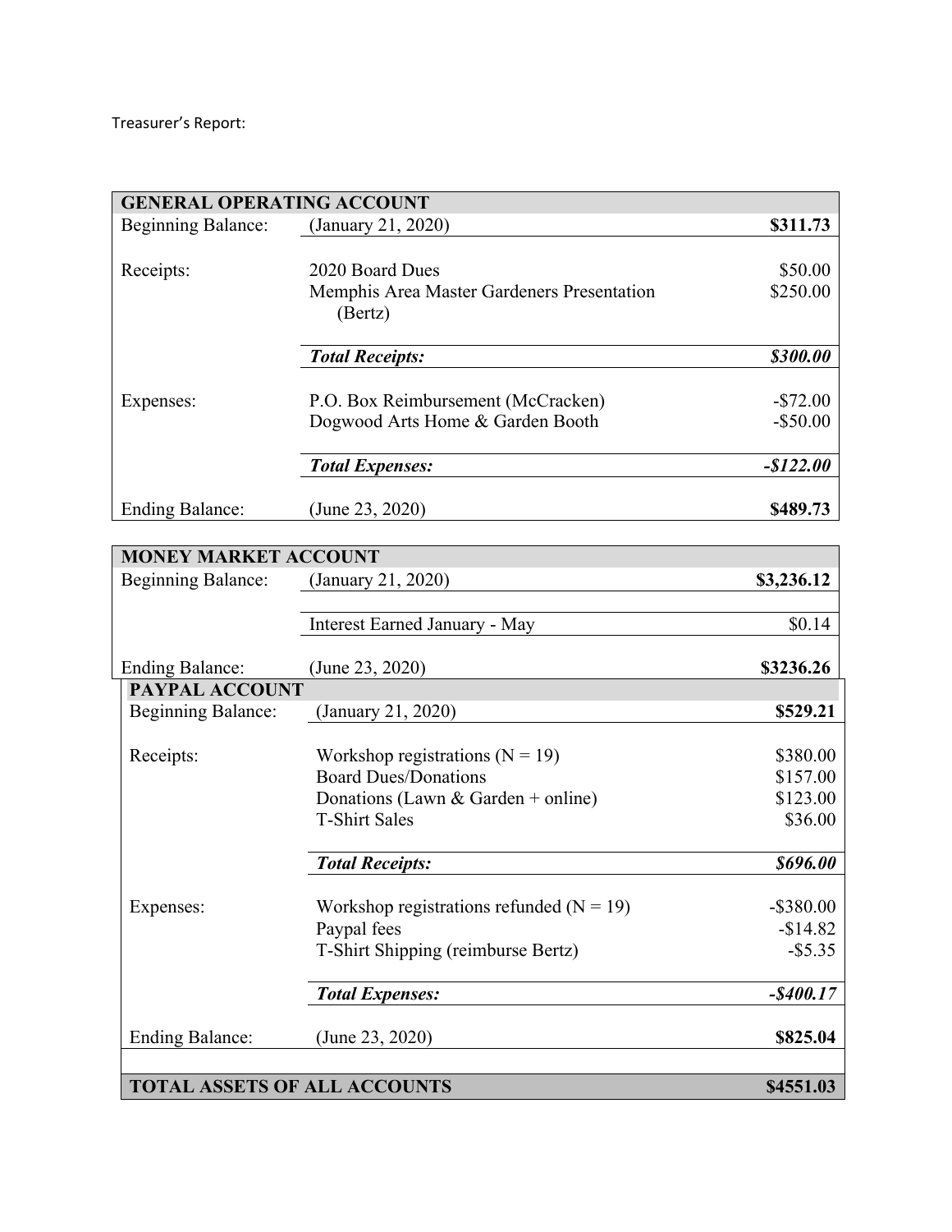Treasurer's Report:

| GENERAL OPERATING ACCOUNT | | |
|---|---|---|
| Beginning Balance: | (January 21, 2020) | **$311.73** |
| Receipts: | 2020 Board Dues | $50.00 |
| | Memphis Area Master Gardeners Presentation (Bertz) | $250.00 |
| | ***Total Receipts:*** | ***$300.00*** |
| Expenses: | P.O. Box Reimbursement (McCracken) | -$72.00 |
| | Dogwood Arts Home & Garden Booth | -$50.00 |
| | ***Total Expenses:*** | ***-$122.00*** |
| Ending Balance: | (June 23, 2020) | **$489.73** |

| MONEY MARKET ACCOUNT | | |
|---|---|---|
| Beginning Balance: | (January 21, 2020) | **$3,236.12** |
| | Interest Earned January - May | $0.14 |
| Ending Balance: | (June 23, 2020) | **$3236.26** |

| PAYPAL ACCOUNT | | |
|---|---|---|
| Beginning Balance: | (January 21, 2020) | **$529.21** |
| Receipts: | Workshop registrations (N = 19) | $380.00 |
| | Board Dues/Donations | $157.00 |
| | Donations (Lawn & Garden + online) | $123.00 |
| | T-Shirt Sales | $36.00 |
| | ***Total Receipts:*** | ***$696.00*** |
| Expenses: | Workshop registrations refunded (N = 19) | -$380.00 |
| | Paypal fees | -$14.82 |
| | T-Shirt Shipping (reimburse Bertz) | -$5.35 |
| | ***Total Expenses:*** | ***-$400.17*** |
| Ending Balance: | (June 23, 2020) | **$825.04** |
| | | |
| **TOTAL ASSETS OF ALL ACCOUNTS** | | **$4551.03** |